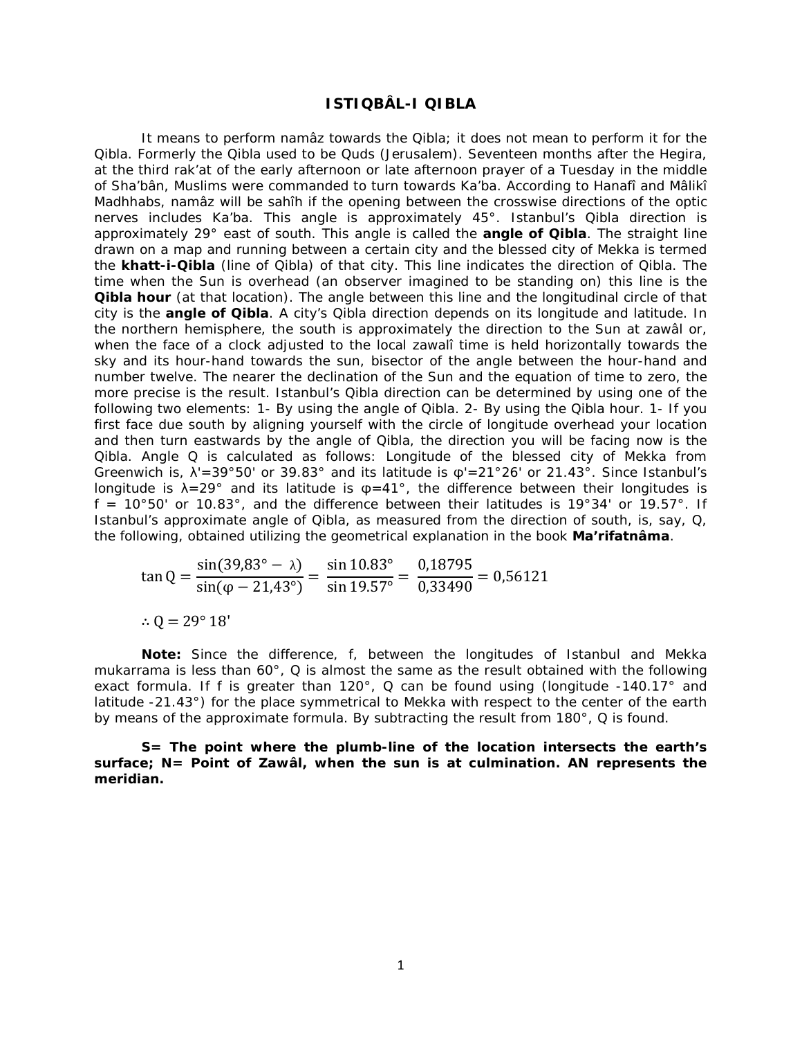# ISTIQBÂL-I QIBLA

It means to perform namâz towards the Qibla; it does not mean to perform it for the Qibla. Formerly the Qibla used to be Quds (Jerusalem). Seventeen months after the Hegira, at the third rak'at of the early afternoon or late afternoon prayer of a Tuesday in the middle of Sha'bân, Muslims were commanded to turn towards Ka'ba. According to Hanafî and Mâlikî Madhhabs, namâz will be sahîh if the opening between the crosswise directions of the optic nerves includes Ka'ba. This angle is approximately 45°. Istanbul's Qibla direction is approximately 29° east of south. This angle is called the **angle of Qibla**. The straight line drawn on a map and running between a certain city and the blessed city of Mekka is termed the **khatt-i-Qibla** (line of Qibla) of that city. This line indicates the direction of Qibla. The time when the Sun is overhead (an observer imagined to be standing on) this line is the **Qibla hour** (at that location). The angle between this line and the longitudinal circle of that city is the **angle of Qibla**. A city's Qibla direction depends on its longitude and latitude. In the northern hemisphere, the south is approximately the direction to the Sun at zawâl or, when the face of a clock adjusted to the local zawalî time is held horizontally towards the sky and its hour-hand towards the sun, bisector of the angle between the hour-hand and number twelve. The nearer the declination of the Sun and the equation of time to zero, the more precise is the result. Istanbul's Qibla direction can be determined by using one of the following two elements: 1- By using the angle of Qibla. 2- By using the Qibla hour. 1- If you first face due south by aligning yourself with the circle of longitude overhead your location and then turn eastwards by the angle of Qibla, the direction you will be facing now is the Qibla. Angle Q is calculated as follows: Longitude of the blessed city of Mekka from Greenwich is, $\lambda'$=39°50' or 39.83° and its latitude is $\varphi'$=21°26' or 21.43°. Since Istanbul's longitude is $\lambda$=29° and its latitude is $\varphi$=41°, the difference between their longitudes is f = 10°50' or 10.83°, and the difference between their latitudes is 19°34' or 19.57°. If Istanbul's approximate angle of Qibla, as measured from the direction of south, is, say, Q, the following, obtained utilizing the geometrical explanation in the book **Ma'rifatnâma**.

$$\tan \mathrm{Q} = \frac{\sin(39{,}83° - \lambda)}{\sin(\varphi - 21{,}43°)} = \frac{\sin 10.83°}{\sin 19.57°} = \frac{0{,}18795}{0{,}33490} = 0{,}56121$$

$$\therefore \mathrm{Q} = 29°\,18'$$

**Note:** Since the difference, f, between the longitudes of Istanbul and Mekka mukarrama is less than 60°, Q is almost the same as the result obtained with the following exact formula. If f is greater than 120°, Q can be found using (longitude -140.17° and latitude -21.43°) for the place symmetrical to Mekka with respect to the center of the earth by means of the approximate formula. By subtracting the result from 180°, Q is found.

**S= The point where the plumb-line of the location intersects the earth's surface; N= Point of Zawâl, when the sun is at culmination. AN represents the meridian.**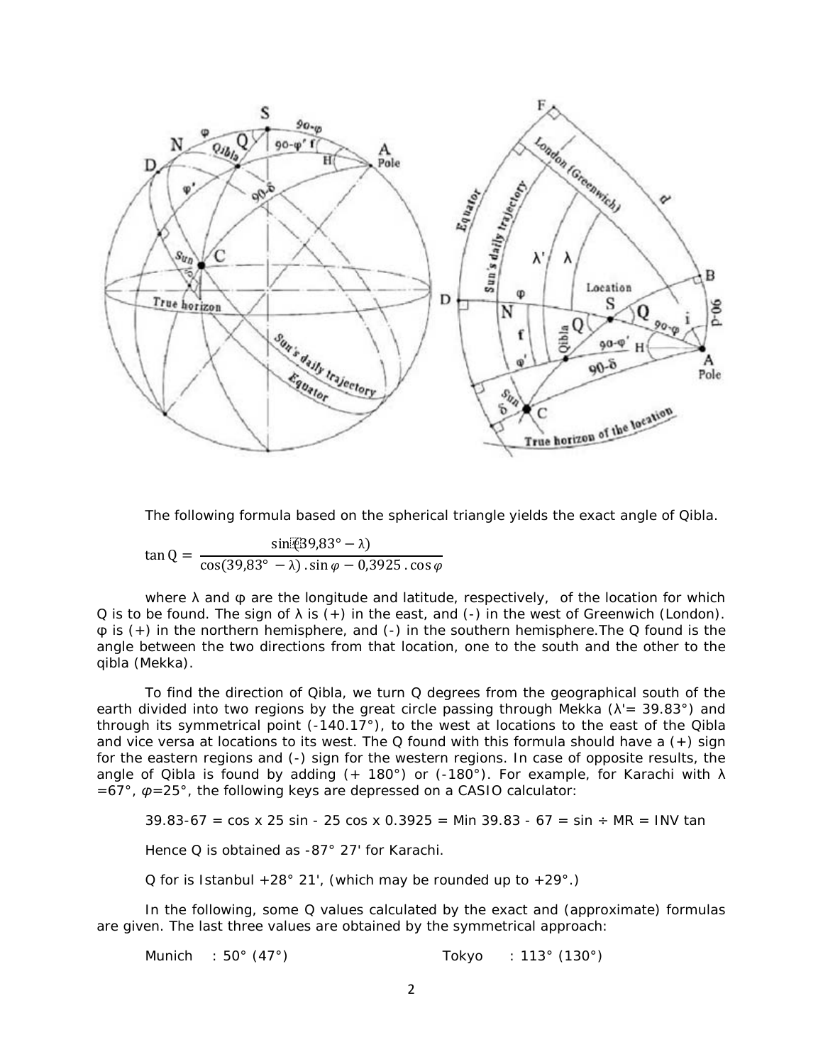The following formula based on the spherical triangle yields the exact angle of Qibla.

$$\tan Q = \frac{\sin(39{,}83° - \lambda)}{\cos(39{,}83° - \lambda) \, . \sin\varphi - 0{,}3925 \, . \cos\varphi}$$

where λ and φ are the longitude and latitude, respectively, of the location for which Q is to be found. The sign of λ is (+) in the east, and (-) in the west of Greenwich (London). φ is (+) in the northern hemisphere, and (-) in the southern hemisphere.The Q found is the angle between the two directions from that location, one to the south and the other to the qibla (Mekka).

To find the direction of Qibla, we turn Q degrees from the geographical south of the earth divided into two regions by the great circle passing through Mekka (λ'= 39.83°) and through its symmetrical point (-140.17°), to the west at locations to the east of the Qibla and vice versa at locations to its west. The Q found with this formula should have a (+) sign for the eastern regions and (-) sign for the western regions. In case of opposite results, the angle of Qibla is found by adding (+ 180°) or (-180°). For example, for Karachi with λ =67°, φ=25°, the following keys are depressed on a CASIO calculator:

39.83-67 = cos x 25 sin - 25 cos x 0.3925 = Min 39.83 - 67 = sin ÷ MR = INV tan

Hence Q is obtained as -87° 27' for Karachi.

Q for is Istanbul +28° 21', (which may be rounded up to +29°.)

In the following, some Q values calculated by the exact and (approximate) formulas are given. The last three values are obtained by the symmetrical approach:

Munich : 50° (47°)    Tokyo : 113° (130°)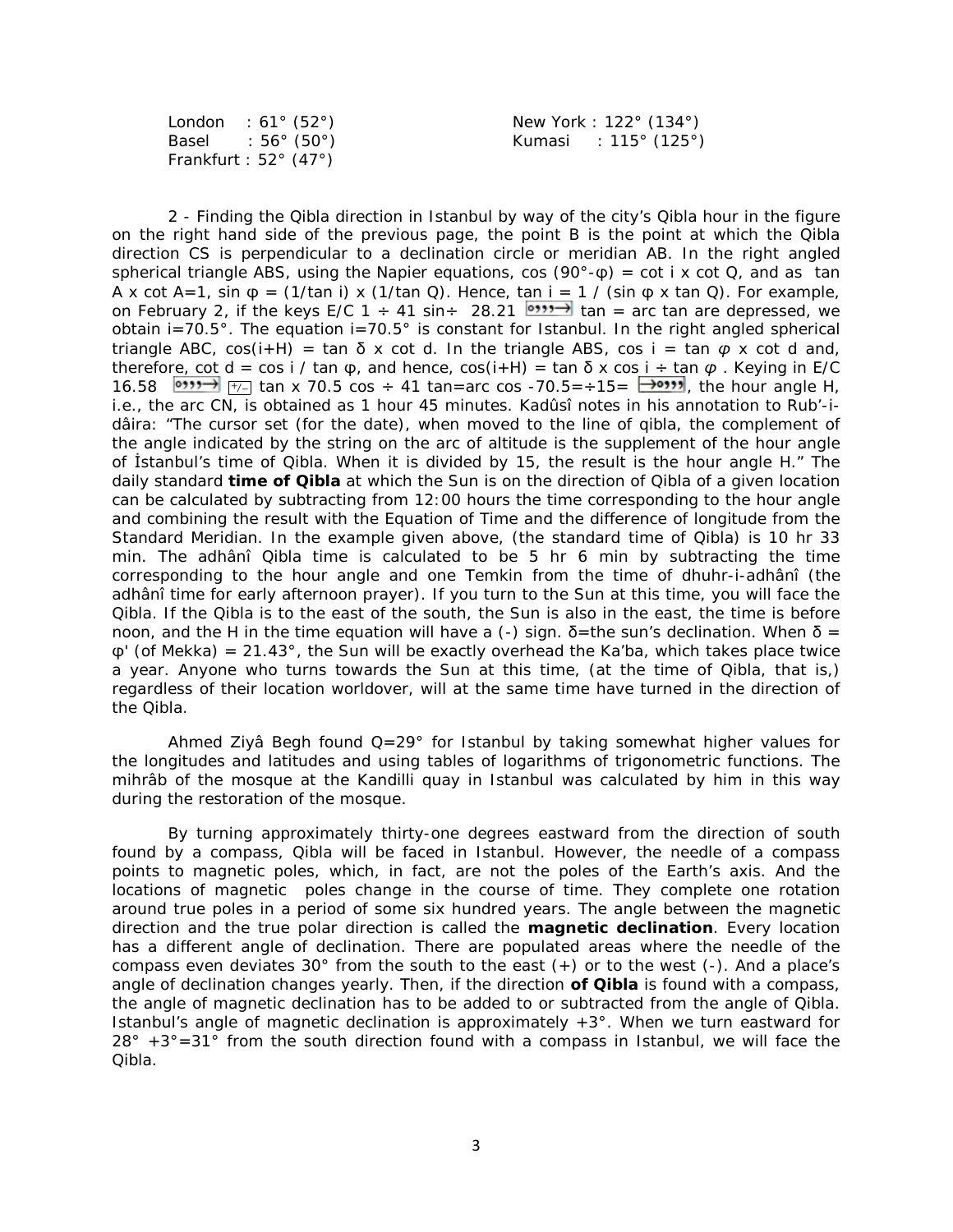London : 61° (52°)
Basel : 56° (50°)
Frankfurt : 52° (47°)
New York : 122° (134°)
Kumasi : 115° (125°)

2 - Finding the Qibla direction in Istanbul by way of the city's Qibla hour in the figure on the right hand side of the previous page, the point B is the point at which the Qibla direction CS is perpendicular to a declination circle or meridian AB. In the right angled spherical triangle ABS, using the Napier equations, $\cos(90°-\varphi) = \cot i \times \cot Q$, and as $\tan A \times \cot A = 1$, $\sin \varphi = (1/\tan i) \times (1/\tan Q)$. Hence, $\tan i = 1 / (\sin \varphi \times \tan Q)$. For example, on February 2, if the keys E/C 1 ÷ 41 sin÷ 28.21 [°'''→] tan = arc tan are depressed, we obtain i=70.5°. The equation i=70.5° is constant for Istanbul. In the right angled spherical triangle ABC, $\cos(i+H) = \tan \delta \times \cot d$. In the triangle ABS, $\cos i = \tan \varphi \times \cot d$ and, therefore, $\cot d = \cos i / \tan \varphi$, and hence, $\cos(i+H) = \tan \delta \times \cos i \div \tan \varphi$. Keying in E/C 16.58 [°'''→] [+/-] tan x 70.5 cos ÷ 41 tan=arc cos -70.5=÷15= [→°'''], the hour angle H, i.e., the arc CN, is obtained as 1 hour 45 minutes. Kadûsî notes in his annotation to Rub'-i-dâira: "The cursor set (for the date), when moved to the line of qibla, the complement of the angle indicated by the string on the arc of altitude is the supplement of the hour angle of İstanbul's time of Qibla. When it is divided by 15, the result is the hour angle H." The daily standard **time of Qibla** at which the Sun is on the direction of Qibla of a given location can be calculated by subtracting from 12:00 hours the time corresponding to the hour angle and combining the result with the Equation of Time and the difference of longitude from the Standard Meridian. In the example given above, (the standard time of Qibla) is 10 hr 33 min. The adhânî Qibla time is calculated to be 5 hr 6 min by subtracting the time corresponding to the hour angle and one Temkin from the time of dhuhr-i-adhânî (the adhânî time for early afternoon prayer). If you turn to the Sun at this time, you will face the Qibla. If the Qibla is to the east of the south, the Sun is also in the east, the time is before noon, and the H in the time equation will have a (-) sign. δ=the sun's declination. When $\delta = \varphi'$ (of Mekka) = 21.43°, the Sun will be exactly overhead the Ka'ba, which takes place twice a year. Anyone who turns towards the Sun at this time, (at the time of Qibla, that is,) regardless of their location worldover, will at the same time have turned in the direction of the Qibla.

Ahmed Ziyâ Begh found Q=29° for Istanbul by taking somewhat higher values for the longitudes and latitudes and using tables of logarithms of trigonometric functions. The mihrâb of the mosque at the Kandilli quay in Istanbul was calculated by him in this way during the restoration of the mosque.

By turning approximately thirty-one degrees eastward from the direction of south found by a compass, Qibla will be faced in Istanbul. However, the needle of a compass points to magnetic poles, which, in fact, are not the poles of the Earth's axis. And the locations of magnetic poles change in the course of time. They complete one rotation around true poles in a period of some six hundred years. The angle between the magnetic direction and the true polar direction is called the **magnetic declination**. Every location has a different angle of declination. There are populated areas where the needle of the compass even deviates 30° from the south to the east (+) or to the west (-). And a place's angle of declination changes yearly. Then, if the direction **of Qibla** is found with a compass, the angle of magnetic declination has to be added to or subtracted from the angle of Qibla. Istanbul's angle of magnetic declination is approximately +3°. When we turn eastward for 28° +3°=31° from the south direction found with a compass in Istanbul, we will face the Qibla.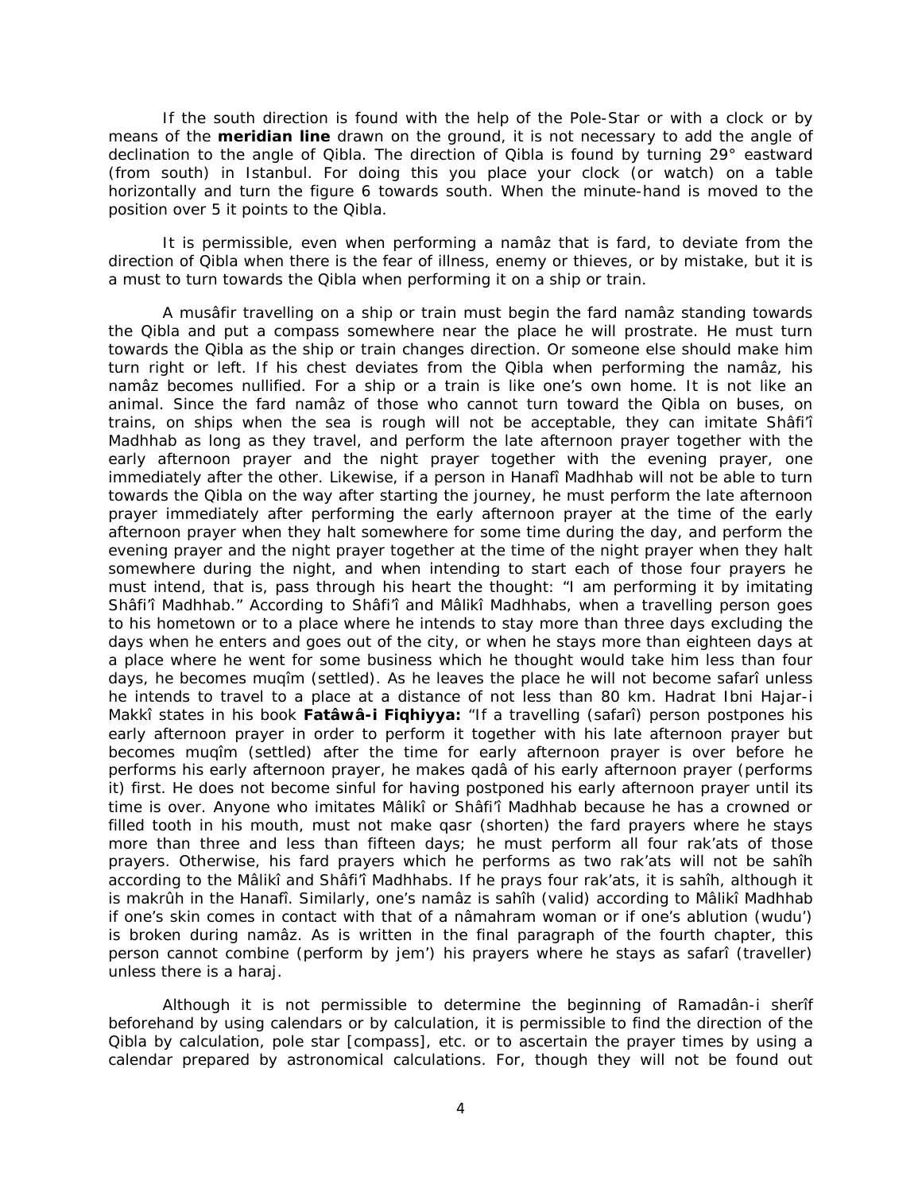If the south direction is found with the help of the Pole-Star or with a clock or by means of the **meridian line** drawn on the ground, it is not necessary to add the angle of declination to the angle of Qibla. The direction of Qibla is found by turning 29° eastward (from south) in Istanbul. For doing this you place your clock (or watch) on a table horizontally and turn the figure 6 towards south. When the minute-hand is moved to the position over 5 it points to the Qibla.

It is permissible, even when performing a namâz that is fard, to deviate from the direction of Qibla when there is the fear of illness, enemy or thieves, or by mistake, but it is a must to turn towards the Qibla when performing it on a ship or train.

A musâfir travelling on a ship or train must begin the fard namâz standing towards the Qibla and put a compass somewhere near the place he will prostrate. He must turn towards the Qibla as the ship or train changes direction. Or someone else should make him turn right or left. If his chest deviates from the Qibla when performing the namâz, his namâz becomes nullified. For a ship or a train is like one's own home. It is not like an animal. Since the fard namâz of those who cannot turn toward the Qibla on buses, on trains, on ships when the sea is rough will not be acceptable, they can imitate Shâfi'î Madhhab as long as they travel, and perform the late afternoon prayer together with the early afternoon prayer and the night prayer together with the evening prayer, one immediately after the other. Likewise, if a person in Hanafî Madhhab will not be able to turn towards the Qibla on the way after starting the journey, he must perform the late afternoon prayer immediately after performing the early afternoon prayer at the time of the early afternoon prayer when they halt somewhere for some time during the day, and perform the evening prayer and the night prayer together at the time of the night prayer when they halt somewhere during the night, and when intending to start each of those four prayers he must intend, that is, pass through his heart the thought: "I am performing it by imitating Shâfi'î Madhhab." According to Shâfi'î and Mâlikî Madhhabs, when a travelling person goes to his hometown or to a place where he intends to stay more than three days excluding the days when he enters and goes out of the city, or when he stays more than eighteen days at a place where he went for some business which he thought would take him less than four days, he becomes muqîm (settled). As he leaves the place he will not become safarî unless he intends to travel to a place at a distance of not less than 80 km. Hadrat Ibni Hajar-i Makkî states in his book **Fatâwâ-i Fiqhiyya:** "If a travelling (safarî) person postpones his early afternoon prayer in order to perform it together with his late afternoon prayer but becomes muqîm (settled) after the time for early afternoon prayer is over before he performs his early afternoon prayer, he makes qadâ of his early afternoon prayer (performs it) first. He does not become sinful for having postponed his early afternoon prayer until its time is over. Anyone who imitates Mâlikî or Shâfi'î Madhhab because he has a crowned or filled tooth in his mouth, must not make qasr (shorten) the fard prayers where he stays more than three and less than fifteen days; he must perform all four rak'ats of those prayers. Otherwise, his fard prayers which he performs as two rak'ats will not be sahîh according to the Mâlikî and Shâfi'î Madhhabs. If he prays four rak'ats, it is sahîh, although it is makrûh in the Hanafî. Similarly, one's namâz is sahîh (valid) according to Mâlikî Madhhab if one's skin comes in contact with that of a nâmahram woman or if one's ablution (wudu') is broken during namâz. As is written in the final paragraph of the fourth chapter, this person cannot combine (perform by jem') his prayers where he stays as safarî (traveller) unless there is a haraj.

Although it is not permissible to determine the beginning of Ramadân-i sherîf beforehand by using calendars or by calculation, it is permissible to find the direction of the Qibla by calculation, pole star [compass], etc. or to ascertain the prayer times by using a calendar prepared by astronomical calculations. For, though they will not be found out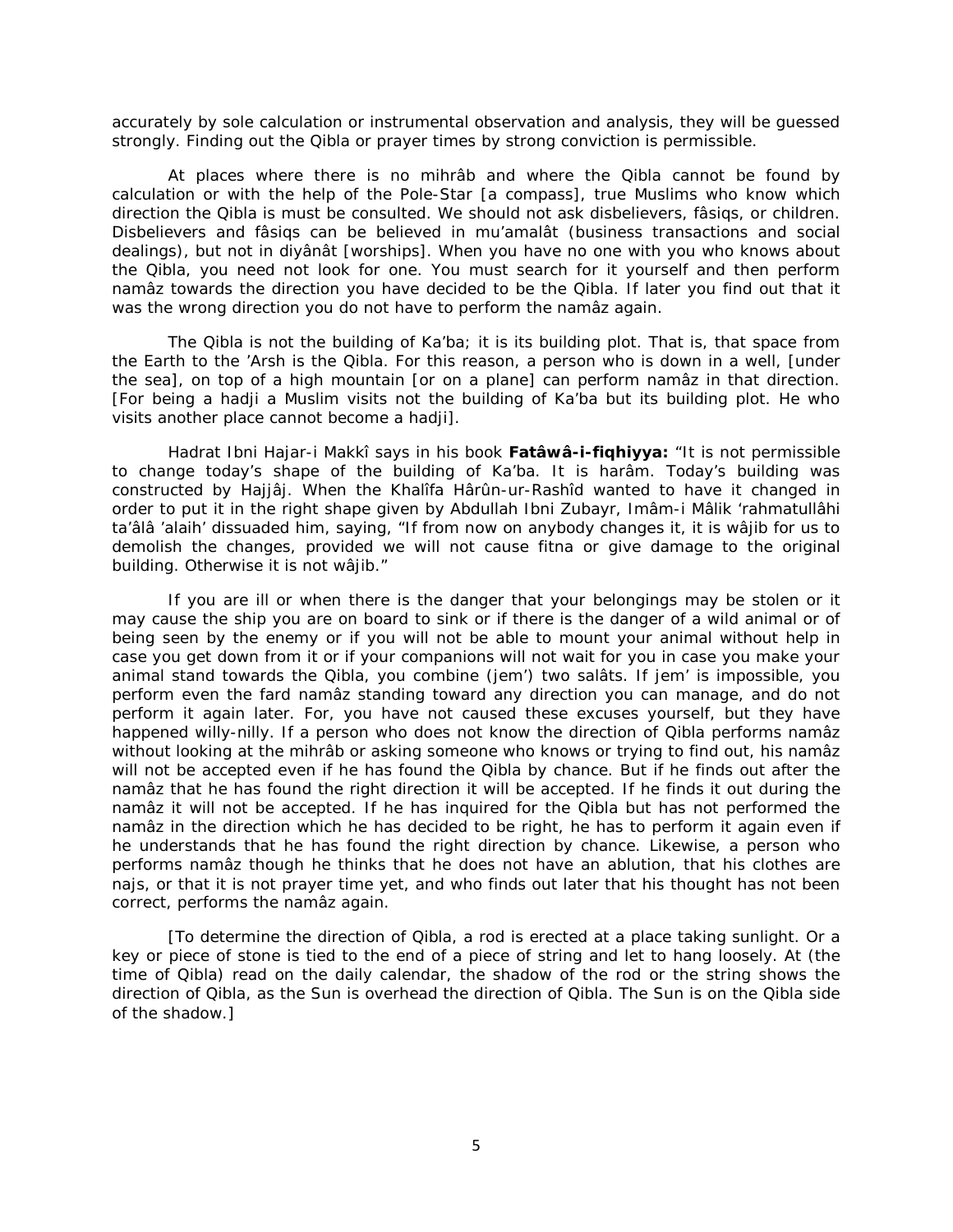accurately by sole calculation or instrumental observation and analysis, they will be guessed strongly. Finding out the Qibla or prayer times by strong conviction is permissible.

At places where there is no mihrâb and where the Qibla cannot be found by calculation or with the help of the Pole-Star [a compass], true Muslims who know which direction the Qibla is must be consulted. We should not ask disbelievers, fâsiqs, or children. Disbelievers and fâsiqs can be believed in mu'amalât (business transactions and social dealings), but not in diyânât [worships]. When you have no one with you who knows about the Qibla, you need not look for one. You must search for it yourself and then perform namâz towards the direction you have decided to be the Qibla. If later you find out that it was the wrong direction you do not have to perform the namâz again.

The Qibla is not the building of Ka'ba; it is its building plot. That is, that space from the Earth to the 'Arsh is the Qibla. For this reason, a person who is down in a well, [under the sea], on top of a high mountain [or on a plane] can perform namâz in that direction. [For being a hadji a Muslim visits not the building of Ka'ba but its building plot. He who visits another place cannot become a hadji].

Hadrat Ibni Hajar-i Makkî says in his book **Fatâwâ-i-fiqhiyya:** "It is not permissible to change today's shape of the building of Ka'ba. It is harâm. Today's building was constructed by Hajjâj. When the Khalîfa Hârûn-ur-Rashîd wanted to have it changed in order to put it in the right shape given by Abdullah Ibni Zubayr, Imâm-i Mâlik 'rahmatullâhi ta'âlâ 'alaih' dissuaded him, saying, "If from now on anybody changes it, it is wâjib for us to demolish the changes, provided we will not cause fitna or give damage to the original building. Otherwise it is not wâjib."

If you are ill or when there is the danger that your belongings may be stolen or it may cause the ship you are on board to sink or if there is the danger of a wild animal or of being seen by the enemy or if you will not be able to mount your animal without help in case you get down from it or if your companions will not wait for you in case you make your animal stand towards the Qibla, you combine (jem') two salâts. If jem' is impossible, you perform even the fard namâz standing toward any direction you can manage, and do not perform it again later. For, you have not caused these excuses yourself, but they have happened willy-nilly. If a person who does not know the direction of Qibla performs namâz without looking at the mihrâb or asking someone who knows or trying to find out, his namâz will not be accepted even if he has found the Qibla by chance. But if he finds out after the namâz that he has found the right direction it will be accepted. If he finds it out during the namâz it will not be accepted. If he has inquired for the Qibla but has not performed the namâz in the direction which he has decided to be right, he has to perform it again even if he understands that he has found the right direction by chance. Likewise, a person who performs namâz though he thinks that he does not have an ablution, that his clothes are najs, or that it is not prayer time yet, and who finds out later that his thought has not been correct, performs the namâz again.

[To determine the direction of Qibla, a rod is erected at a place taking sunlight. Or a key or piece of stone is tied to the end of a piece of string and let to hang loosely. At (the time of Qibla) read on the daily calendar, the shadow of the rod or the string shows the direction of Qibla, as the Sun is overhead the direction of Qibla. The Sun is on the Qibla side of the shadow.]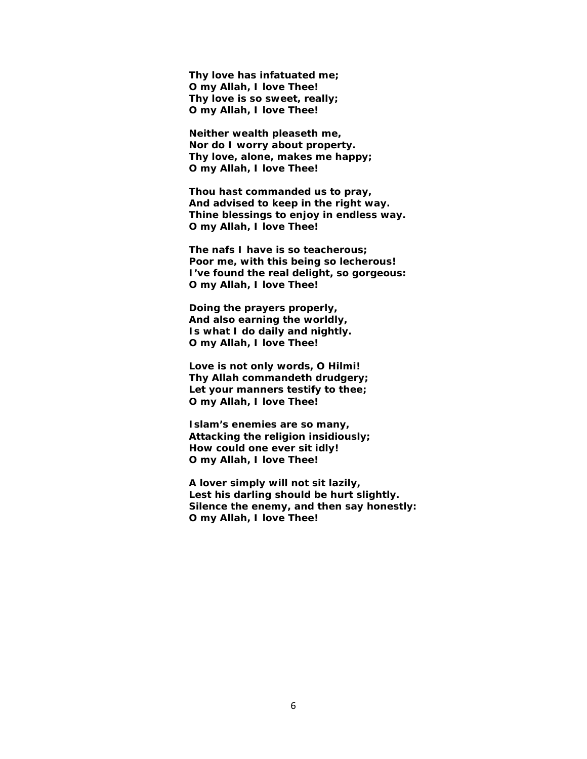**Thy love has infatuated me;**
**O my Allah, I love Thee!**
**Thy love is so sweet, really;**
**O my Allah, I love Thee!**

**Neither wealth pleaseth me,**
**Nor do I worry about property.**
**Thy love, alone, makes me happy;**
**O my Allah, I love Thee!**

**Thou hast commanded us to pray,**
**And advised to keep in the right way.**
**Thine blessings to enjoy in endless way.**
**O my Allah, I love Thee!**

**The nafs I have is so teacherous;**
**Poor me, with this being so lecherous!**
**I've found the real delight, so gorgeous:**
**O my Allah, I love Thee!**

**Doing the prayers properly,**
**And also earning the worldly,**
**Is what I do daily and nightly.**
**O my Allah, I love Thee!**

**Love is not only words, O Hilmi!**
**Thy Allah commandeth drudgery;**
**Let your manners testify to thee;**
**O my Allah, I love Thee!**

**Islam's enemies are so many,**
**Attacking the religion insidiously;**
**How could one ever sit idly!**
**O my Allah, I love Thee!**

**A lover simply will not sit lazily,**
**Lest his darling should be hurt slightly.**
**Silence the enemy, and then say honestly:**
**O my Allah, I love Thee!**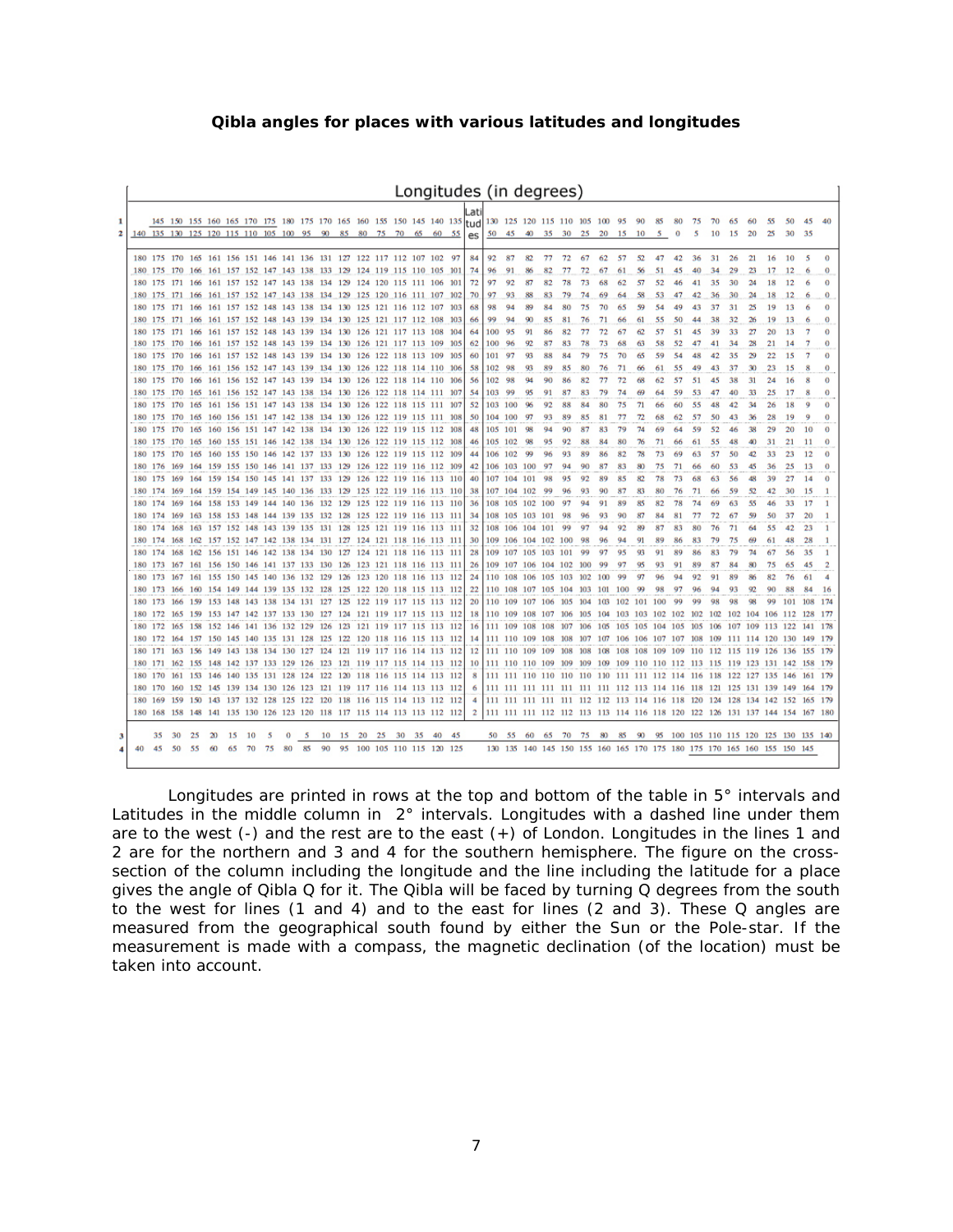## Qibla angles for places with various latitudes and longitudes

Longitudes (in degrees)

| Line | | | | | | | | | | | | | | | | | | | Latitudes | | | | | | | | | | | | | | | | | | | |
|---|---|---|---|---|---|---|---|---|---|---|---|---|---|---|---|---|---|---|---|---|---|---|---|---|---|---|---|---|---|---|---|---|---|---|---|---|---|---|
| 1 | | 145 | 150 | 155 | 160 | 165 | 170 | 175 | 180 | 175 | 170 | 165 | 160 | 155 | 150 | 145 | 140 | 135 | | 130 | 125 | 120 | 115 | 110 | 105 | 100 | 95 | 90 | 85 | 80 | 75 | 70 | 65 | 60 | 55 | 50 | 45 | 40 |
| 2 | 140 | 135 | 130 | 125 | 120 | 115 | 110 | 105 | 100 | 95 | 90 | 85 | 80 | 75 | 70 | 65 | 60 | 55 | | 50 | 45 | 40 | 35 | 30 | 25 | 20 | 15 | 10 | 5 | 0 | 5 | 10 | 15 | 20 | 25 | 30 | 35 | |
| | 180 | 175 | 170 | 165 | 161 | 156 | 151 | 146 | 141 | 136 | 131 | 127 | 122 | 117 | 112 | 107 | 102 | 97 | 84 | 92 | 87 | 82 | 77 | 72 | 67 | 62 | 57 | 52 | 47 | 42 | 36 | 31 | 26 | 21 | 16 | 10 | 5 | 0 |
| | 180 | 175 | 170 | 166 | 161 | 157 | 152 | 147 | 143 | 138 | 133 | 129 | 124 | 119 | 115 | 110 | 105 | 101 | 74 | 96 | 91 | 86 | 82 | 77 | 72 | 67 | 61 | 56 | 51 | 45 | 40 | 34 | 29 | 23 | 17 | 12 | 6 | 0 |
| | 180 | 175 | 171 | 166 | 161 | 157 | 152 | 147 | 143 | 138 | 134 | 129 | 124 | 120 | 115 | 111 | 106 | 101 | 72 | 97 | 92 | 87 | 82 | 78 | 73 | 68 | 62 | 57 | 52 | 46 | 41 | 35 | 30 | 24 | 18 | 12 | 6 | 0 |
| | 180 | 175 | 171 | 166 | 161 | 157 | 152 | 147 | 143 | 138 | 134 | 129 | 125 | 120 | 116 | 111 | 107 | 102 | 70 | 97 | 93 | 88 | 83 | 79 | 74 | 69 | 64 | 58 | 53 | 47 | 42 | 36 | 30 | 24 | 18 | 12 | 6 | 0 |
| | 180 | 175 | 171 | 166 | 161 | 157 | 152 | 148 | 143 | 138 | 134 | 130 | 125 | 121 | 116 | 112 | 107 | 103 | 68 | 98 | 94 | 89 | 84 | 80 | 75 | 70 | 65 | 59 | 54 | 49 | 43 | 37 | 31 | 25 | 19 | 13 | 6 | 0 |
| | 180 | 175 | 171 | 166 | 161 | 157 | 152 | 148 | 143 | 139 | 134 | 130 | 125 | 121 | 117 | 112 | 108 | 103 | 66 | 99 | 94 | 90 | 85 | 81 | 76 | 71 | 66 | 61 | 55 | 50 | 44 | 38 | 32 | 26 | 19 | 13 | 6 | 0 |
| | 180 | 175 | 171 | 166 | 161 | 157 | 152 | 148 | 143 | 139 | 134 | 130 | 126 | 121 | 117 | 113 | 108 | 104 | 64 | 100 | 95 | 91 | 86 | 82 | 77 | 72 | 67 | 62 | 57 | 51 | 45 | 39 | 33 | 27 | 20 | 13 | 7 | 0 |
| | 180 | 175 | 170 | 166 | 161 | 157 | 152 | 148 | 143 | 139 | 134 | 130 | 126 | 121 | 117 | 113 | 109 | 105 | 62 | 100 | 96 | 92 | 87 | 83 | 78 | 73 | 68 | 63 | 58 | 52 | 47 | 41 | 34 | 28 | 21 | 14 | 7 | 0 |
| | 180 | 175 | 170 | 166 | 161 | 157 | 152 | 148 | 143 | 139 | 134 | 130 | 126 | 122 | 118 | 113 | 109 | 105 | 60 | 101 | 97 | 93 | 88 | 84 | 79 | 75 | 70 | 65 | 59 | 54 | 48 | 42 | 35 | 29 | 22 | 15 | 7 | 0 |
| | 180 | 175 | 170 | 166 | 161 | 156 | 152 | 148 | 143 | 139 | 134 | 130 | 126 | 122 | 118 | 114 | 110 | 106 | 58 | 102 | 98 | 93 | 89 | 85 | 80 | 76 | 71 | 66 | 61 | 55 | 49 | 43 | 37 | 30 | 23 | 15 | 8 | 0 |
| | 180 | 175 | 170 | 166 | 161 | 156 | 152 | 147 | 143 | 139 | 134 | 130 | 126 | 122 | 118 | 114 | 110 | 106 | 56 | 102 | 98 | 94 | 90 | 86 | 82 | 77 | 72 | 68 | 62 | 57 | 51 | 45 | 38 | 31 | 24 | 16 | 8 | 0 |
| | 180 | 175 | 170 | 165 | 161 | 156 | 152 | 147 | 143 | 138 | 134 | 130 | 126 | 122 | 118 | 114 | 111 | 107 | 54 | 103 | 99 | 95 | 91 | 87 | 83 | 79 | 74 | 69 | 64 | 59 | 53 | 47 | 40 | 33 | 25 | 17 | 8 | 0 |
| | 180 | 175 | 170 | 165 | 161 | 156 | 151 | 147 | 143 | 138 | 134 | 130 | 126 | 122 | 118 | 115 | 111 | 107 | 52 | 103 | 100 | 96 | 92 | 88 | 84 | 80 | 75 | 71 | 66 | 60 | 55 | 48 | 42 | 34 | 26 | 18 | 9 | 0 |
| | 180 | 175 | 170 | 165 | 160 | 156 | 151 | 147 | 142 | 138 | 134 | 130 | 126 | 122 | 119 | 115 | 111 | 108 | 50 | 104 | 100 | 97 | 93 | 89 | 85 | 81 | 77 | 72 | 68 | 62 | 57 | 50 | 43 | 36 | 28 | 19 | 9 | 0 |
| | 180 | 175 | 170 | 165 | 160 | 156 | 151 | 147 | 142 | 138 | 134 | 130 | 126 | 122 | 119 | 115 | 112 | 108 | 48 | 105 | 101 | 98 | 94 | 90 | 87 | 83 | 79 | 74 | 69 | 64 | 59 | 52 | 46 | 38 | 29 | 20 | 10 | 0 |
| | 180 | 175 | 170 | 165 | 160 | 155 | 151 | 146 | 142 | 138 | 134 | 130 | 126 | 122 | 119 | 115 | 112 | 108 | 46 | 105 | 102 | 98 | 95 | 92 | 88 | 84 | 80 | 76 | 71 | 66 | 61 | 55 | 48 | 40 | 31 | 21 | 11 | 0 |
| | 180 | 175 | 170 | 165 | 160 | 155 | 150 | 146 | 142 | 137 | 133 | 130 | 126 | 122 | 119 | 115 | 112 | 109 | 44 | 106 | 102 | 99 | 96 | 93 | 89 | 86 | 82 | 78 | 73 | 69 | 63 | 57 | 50 | 42 | 33 | 23 | 12 | 0 |
| | 180 | 176 | 169 | 164 | 159 | 155 | 150 | 146 | 141 | 137 | 133 | 129 | 126 | 122 | 119 | 116 | 112 | 109 | 42 | 106 | 103 | 100 | 97 | 94 | 90 | 87 | 83 | 80 | 75 | 71 | 66 | 60 | 53 | 45 | 36 | 25 | 13 | 0 |
| | 180 | 175 | 169 | 164 | 159 | 154 | 150 | 145 | 141 | 137 | 133 | 129 | 126 | 122 | 119 | 116 | 113 | 110 | 40 | 107 | 104 | 101 | 98 | 95 | 92 | 89 | 85 | 82 | 78 | 73 | 68 | 63 | 56 | 48 | 39 | 27 | 14 | 0 |
| | 180 | 174 | 169 | 164 | 159 | 154 | 149 | 145 | 140 | 136 | 133 | 129 | 125 | 122 | 119 | 116 | 113 | 110 | 38 | 107 | 104 | 102 | 99 | 96 | 93 | 90 | 87 | 83 | 80 | 76 | 71 | 66 | 59 | 52 | 42 | 30 | 15 | 1 |
| | 180 | 174 | 169 | 164 | 158 | 153 | 149 | 144 | 140 | 136 | 132 | 129 | 125 | 122 | 119 | 116 | 113 | 110 | 36 | 108 | 105 | 102 | 100 | 97 | 94 | 91 | 89 | 85 | 82 | 78 | 74 | 69 | 63 | 55 | 46 | 33 | 17 | 1 |
| | 180 | 174 | 169 | 163 | 158 | 153 | 148 | 144 | 139 | 135 | 132 | 128 | 125 | 122 | 119 | 116 | 113 | 111 | 34 | 108 | 105 | 103 | 101 | 98 | 96 | 93 | 90 | 87 | 84 | 81 | 77 | 72 | 67 | 59 | 50 | 37 | 20 | 1 |
| | 180 | 174 | 168 | 163 | 157 | 152 | 148 | 143 | 139 | 135 | 131 | 128 | 125 | 121 | 119 | 116 | 113 | 111 | 32 | 108 | 106 | 104 | 101 | 99 | 97 | 94 | 92 | 89 | 87 | 83 | 80 | 76 | 71 | 64 | 55 | 42 | 23 | 1 |
| | 180 | 174 | 168 | 162 | 157 | 152 | 147 | 142 | 138 | 134 | 131 | 127 | 124 | 121 | 118 | 116 | 113 | 111 | 30 | 109 | 106 | 104 | 102 | 100 | 98 | 96 | 94 | 91 | 89 | 86 | 83 | 79 | 75 | 69 | 61 | 48 | 28 | 1 |
| | 180 | 174 | 168 | 162 | 156 | 151 | 146 | 142 | 138 | 134 | 130 | 127 | 124 | 121 | 118 | 116 | 113 | 111 | 28 | 109 | 107 | 105 | 103 | 101 | 99 | 97 | 95 | 93 | 91 | 89 | 86 | 83 | 79 | 74 | 67 | 56 | 35 | 1 |
| | 180 | 173 | 167 | 161 | 156 | 150 | 146 | 141 | 137 | 133 | 130 | 126 | 123 | 121 | 118 | 116 | 113 | 111 | 26 | 109 | 107 | 106 | 104 | 102 | 100 | 99 | 97 | 95 | 93 | 91 | 89 | 87 | 84 | 80 | 75 | 65 | 45 | 2 |
| | 180 | 173 | 167 | 161 | 155 | 150 | 145 | 140 | 136 | 132 | 129 | 126 | 123 | 120 | 118 | 116 | 113 | 112 | 24 | 110 | 108 | 106 | 105 | 103 | 102 | 100 | 99 | 97 | 96 | 94 | 92 | 91 | 89 | 86 | 82 | 76 | 61 | 4 |
| | 180 | 173 | 166 | 160 | 154 | 149 | 144 | 139 | 135 | 132 | 128 | 125 | 122 | 120 | 118 | 115 | 113 | 112 | 22 | 110 | 108 | 107 | 105 | 104 | 103 | 101 | 100 | 99 | 98 | 97 | 96 | 94 | 93 | 92 | 90 | 88 | 84 | 16 |
| | 180 | 173 | 166 | 159 | 153 | 148 | 143 | 138 | 134 | 131 | 127 | 125 | 122 | 119 | 117 | 115 | 113 | 112 | 20 | 110 | 109 | 107 | 106 | 105 | 104 | 103 | 102 | 101 | 100 | 99 | 99 | 98 | 98 | 98 | 99 | 101 | 108 | 174 |
| | 180 | 172 | 165 | 159 | 153 | 147 | 142 | 137 | 133 | 130 | 127 | 124 | 121 | 119 | 117 | 115 | 113 | 112 | 18 | 110 | 109 | 108 | 107 | 106 | 105 | 104 | 103 | 103 | 102 | 102 | 102 | 102 | 102 | 104 | 106 | 112 | 128 | 177 |
| | 180 | 172 | 165 | 158 | 152 | 146 | 141 | 136 | 132 | 129 | 126 | 123 | 121 | 119 | 117 | 115 | 113 | 112 | 16 | 111 | 109 | 108 | 108 | 107 | 106 | 105 | 105 | 105 | 104 | 105 | 105 | 106 | 107 | 109 | 113 | 122 | 141 | 178 |
| | 180 | 172 | 164 | 157 | 150 | 145 | 140 | 135 | 131 | 128 | 125 | 122 | 120 | 118 | 116 | 115 | 113 | 112 | 14 | 111 | 110 | 109 | 108 | 108 | 107 | 107 | 106 | 106 | 107 | 107 | 108 | 109 | 111 | 114 | 120 | 130 | 149 | 179 |
| | 180 | 171 | 163 | 156 | 149 | 143 | 138 | 134 | 130 | 127 | 124 | 121 | 119 | 117 | 116 | 114 | 113 | 112 | 12 | 111 | 110 | 109 | 109 | 108 | 108 | 108 | 108 | 108 | 109 | 109 | 110 | 112 | 115 | 119 | 126 | 136 | 155 | 179 |
| | 180 | 171 | 162 | 155 | 148 | 142 | 137 | 133 | 129 | 126 | 123 | 121 | 119 | 117 | 115 | 114 | 113 | 112 | 10 | 111 | 110 | 110 | 109 | 109 | 109 | 109 | 109 | 110 | 110 | 112 | 113 | 115 | 119 | 123 | 131 | 142 | 158 | 179 |
| | 180 | 170 | 161 | 153 | 146 | 140 | 135 | 131 | 128 | 124 | 122 | 120 | 118 | 116 | 115 | 114 | 113 | 112 | 8 | 111 | 111 | 110 | 110 | 110 | 110 | 110 | 111 | 111 | 112 | 114 | 116 | 118 | 122 | 127 | 135 | 146 | 161 | 179 |
| | 180 | 170 | 160 | 152 | 145 | 139 | 134 | 130 | 126 | 123 | 121 | 119 | 117 | 116 | 114 | 113 | 113 | 112 | 6 | 111 | 111 | 111 | 111 | 111 | 111 | 111 | 112 | 113 | 114 | 116 | 118 | 121 | 125 | 131 | 139 | 149 | 164 | 179 |
| | 180 | 169 | 159 | 150 | 143 | 137 | 132 | 128 | 125 | 122 | 120 | 118 | 116 | 115 | 114 | 113 | 112 | 112 | 4 | 111 | 111 | 111 | 111 | 111 | 112 | 112 | 113 | 114 | 116 | 118 | 120 | 124 | 128 | 134 | 142 | 152 | 165 | 179 |
| | 180 | 168 | 158 | 148 | 141 | 135 | 130 | 126 | 123 | 120 | 118 | 117 | 115 | 114 | 113 | 113 | 112 | 112 | 2 | 111 | 111 | 111 | 112 | 112 | 113 | 113 | 114 | 116 | 118 | 120 | 122 | 126 | 131 | 137 | 144 | 154 | 167 | 180 |
| 3 | | 35 | 30 | 25 | 20 | 15 | 10 | 5 | 0 | 5 | 10 | 15 | 20 | 25 | 30 | 35 | 40 | 45 | | 50 | 55 | 60 | 65 | 70 | 75 | 80 | 85 | 90 | 95 | 100 | 105 | 110 | 115 | 120 | 125 | 130 | 135 | 140 |
| 4 | 40 | 45 | 50 | 55 | 60 | 65 | 70 | 75 | 80 | 85 | 90 | 95 | 100 | 105 | 110 | 115 | 120 | 125 | | 130 | 135 | 140 | 145 | 150 | 155 | 160 | 165 | 170 | 175 | 180 | 175 | 170 | 165 | 160 | 155 | 150 | 145 | |

Longitudes are printed in rows at the top and bottom of the table in 5° intervals and Latitudes in the middle column in 2° intervals. Longitudes with a dashed line under them are to the west (-) and the rest are to the east (+) of London. Longitudes in the lines 1 and 2 are for the northern and 3 and 4 for the southern hemisphere. The figure on the cross-section of the column including the longitude and the line including the latitude for a place gives the angle of Qibla Q for it. The Qibla will be faced by turning Q degrees from the south to the west for lines (1 and 4) and to the east for lines (2 and 3). These Q angles are measured from the geographical south found by either the Sun or the Pole-star. If the measurement is made with a compass, the magnetic declination (of the location) must be taken into account.